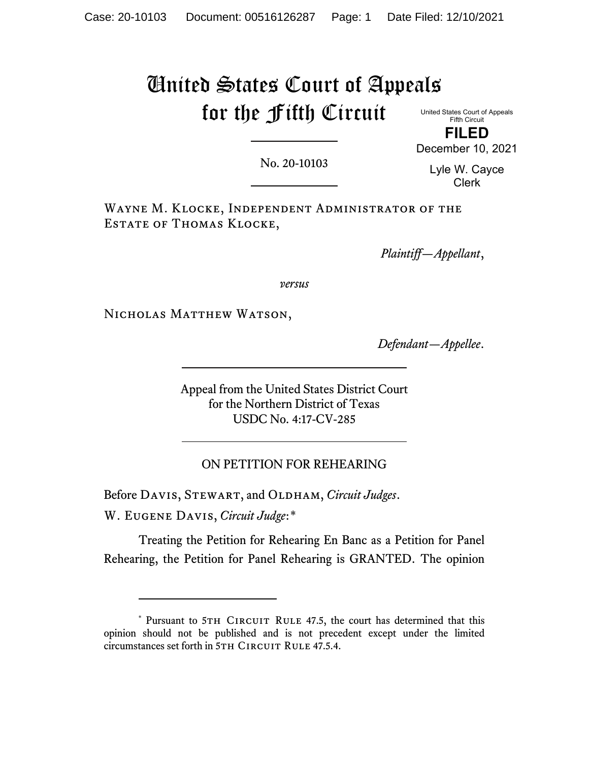# United States Court of Appeals for the Fifth Circuit

United States Court of Appeals
Fifth Circuit

**FILED**

December 10, 2021

Lyle W. Cayce
Clerk

No. 20-10103

---

Wayne M. Klocke, Independent Administrator of the Estate of Thomas Klocke,

*Plaintiff—Appellant*,

*versus*

Nicholas Matthew Watson,

*Defendant—Appellee*.

---

Appeal from the United States District Court
for the Northern District of Texas
USDC No. 4:17-CV-285

---

ON PETITION FOR REHEARING

Before Davis, Stewart, and Oldham, *Circuit Judges*.

W. Eugene Davis, *Circuit Judge*:*

Treating the Petition for Rehearing En Banc as a Petition for Panel Rehearing, the Petition for Panel Rehearing is GRANTED. The opinion

---

* Pursuant to 5th Circuit Rule 47.5, the court has determined that this opinion should not be published and is not precedent except under the limited circumstances set forth in 5th Circuit Rule 47.5.4.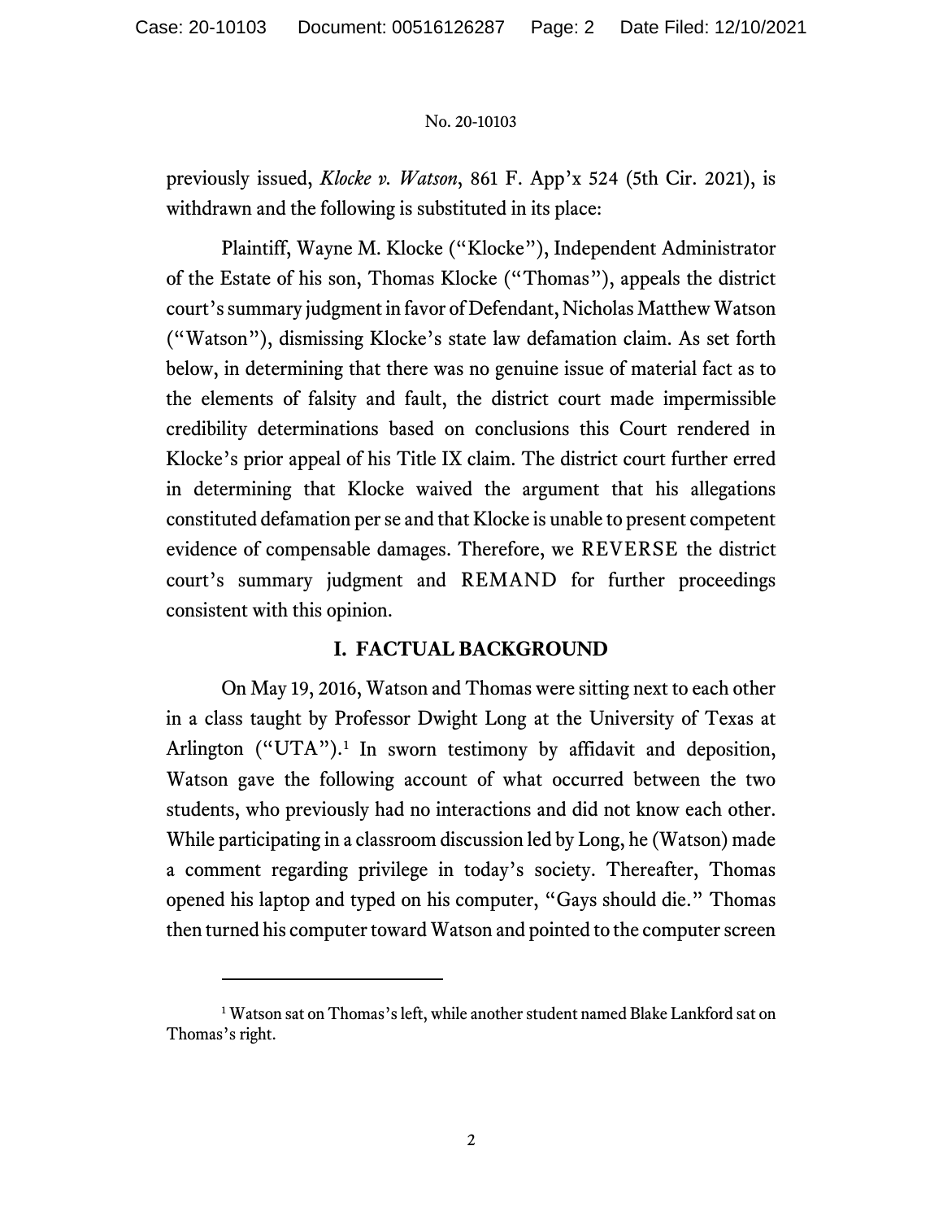previously issued, *Klocke v. Watson*, 861 F. App'x 524 (5th Cir. 2021), is withdrawn and the following is substituted in its place:

Plaintiff, Wayne M. Klocke ("Klocke"), Independent Administrator of the Estate of his son, Thomas Klocke ("Thomas"), appeals the district court's summary judgment in favor of Defendant, Nicholas Matthew Watson ("Watson"), dismissing Klocke's state law defamation claim. As set forth below, in determining that there was no genuine issue of material fact as to the elements of falsity and fault, the district court made impermissible credibility determinations based on conclusions this Court rendered in Klocke's prior appeal of his Title IX claim. The district court further erred in determining that Klocke waived the argument that his allegations constituted defamation per se and that Klocke is unable to present competent evidence of compensable damages. Therefore, we REVERSE the district court's summary judgment and REMAND for further proceedings consistent with this opinion.

## I. FACTUAL BACKGROUND

On May 19, 2016, Watson and Thomas were sitting next to each other in a class taught by Professor Dwight Long at the University of Texas at Arlington ("UTA").[1] In sworn testimony by affidavit and deposition, Watson gave the following account of what occurred between the two students, who previously had no interactions and did not know each other. While participating in a classroom discussion led by Long, he (Watson) made a comment regarding privilege in today's society. Thereafter, Thomas opened his laptop and typed on his computer, "Gays should die." Thomas then turned his computer toward Watson and pointed to the computer screen

[1] Watson sat on Thomas's left, while another student named Blake Lankford sat on Thomas's right.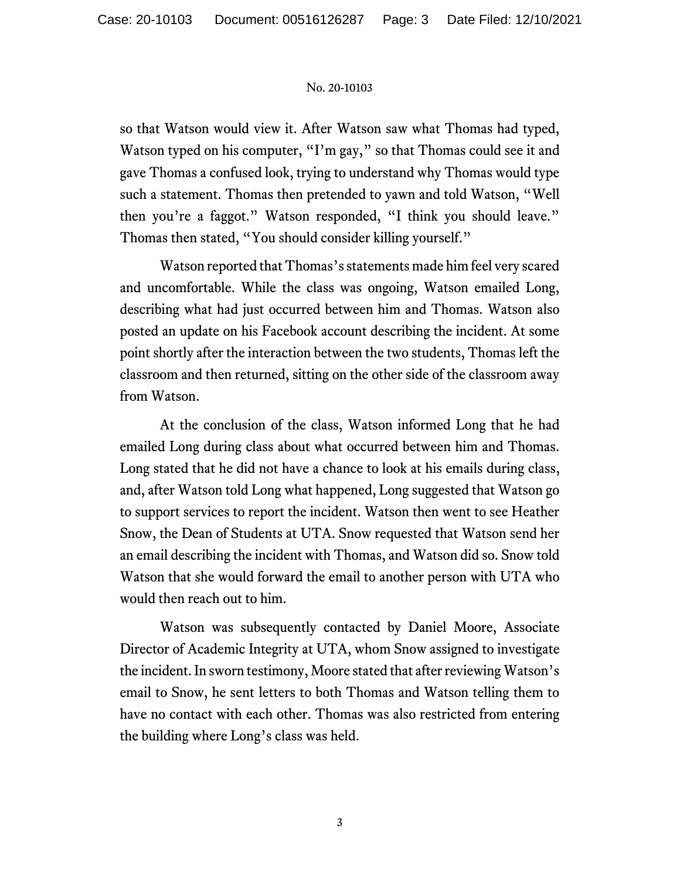so that Watson would view it. After Watson saw what Thomas had typed, Watson typed on his computer, "I'm gay," so that Thomas could see it and gave Thomas a confused look, trying to understand why Thomas would type such a statement. Thomas then pretended to yawn and told Watson, "Well then you're a faggot." Watson responded, "I think you should leave." Thomas then stated, "You should consider killing yourself."

Watson reported that Thomas's statements made him feel very scared and uncomfortable. While the class was ongoing, Watson emailed Long, describing what had just occurred between him and Thomas. Watson also posted an update on his Facebook account describing the incident. At some point shortly after the interaction between the two students, Thomas left the classroom and then returned, sitting on the other side of the classroom away from Watson.

At the conclusion of the class, Watson informed Long that he had emailed Long during class about what occurred between him and Thomas. Long stated that he did not have a chance to look at his emails during class, and, after Watson told Long what happened, Long suggested that Watson go to support services to report the incident. Watson then went to see Heather Snow, the Dean of Students at UTA. Snow requested that Watson send her an email describing the incident with Thomas, and Watson did so. Snow told Watson that she would forward the email to another person with UTA who would then reach out to him.

Watson was subsequently contacted by Daniel Moore, Associate Director of Academic Integrity at UTA, whom Snow assigned to investigate the incident. In sworn testimony, Moore stated that after reviewing Watson's email to Snow, he sent letters to both Thomas and Watson telling them to have no contact with each other. Thomas was also restricted from entering the building where Long's class was held.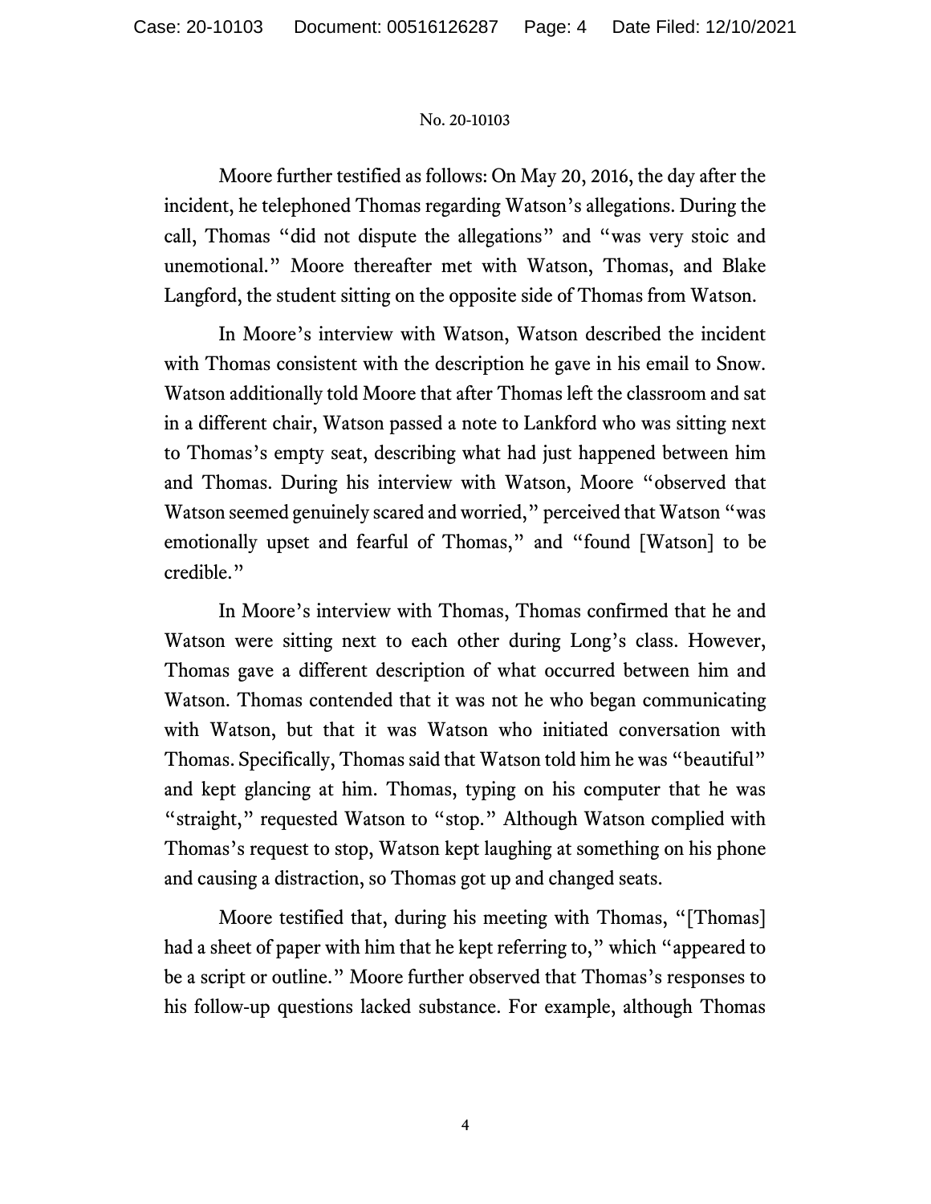Moore further testified as follows: On May 20, 2016, the day after the incident, he telephoned Thomas regarding Watson's allegations. During the call, Thomas "did not dispute the allegations" and "was very stoic and unemotional." Moore thereafter met with Watson, Thomas, and Blake Langford, the student sitting on the opposite side of Thomas from Watson.

In Moore's interview with Watson, Watson described the incident with Thomas consistent with the description he gave in his email to Snow. Watson additionally told Moore that after Thomas left the classroom and sat in a different chair, Watson passed a note to Lankford who was sitting next to Thomas's empty seat, describing what had just happened between him and Thomas. During his interview with Watson, Moore "observed that Watson seemed genuinely scared and worried," perceived that Watson "was emotionally upset and fearful of Thomas," and "found [Watson] to be credible."

In Moore's interview with Thomas, Thomas confirmed that he and Watson were sitting next to each other during Long's class. However, Thomas gave a different description of what occurred between him and Watson. Thomas contended that it was not he who began communicating with Watson, but that it was Watson who initiated conversation with Thomas. Specifically, Thomas said that Watson told him he was "beautiful" and kept glancing at him. Thomas, typing on his computer that he was "straight," requested Watson to "stop." Although Watson complied with Thomas's request to stop, Watson kept laughing at something on his phone and causing a distraction, so Thomas got up and changed seats.

Moore testified that, during his meeting with Thomas, "[Thomas] had a sheet of paper with him that he kept referring to," which "appeared to be a script or outline." Moore further observed that Thomas's responses to his follow-up questions lacked substance. For example, although Thomas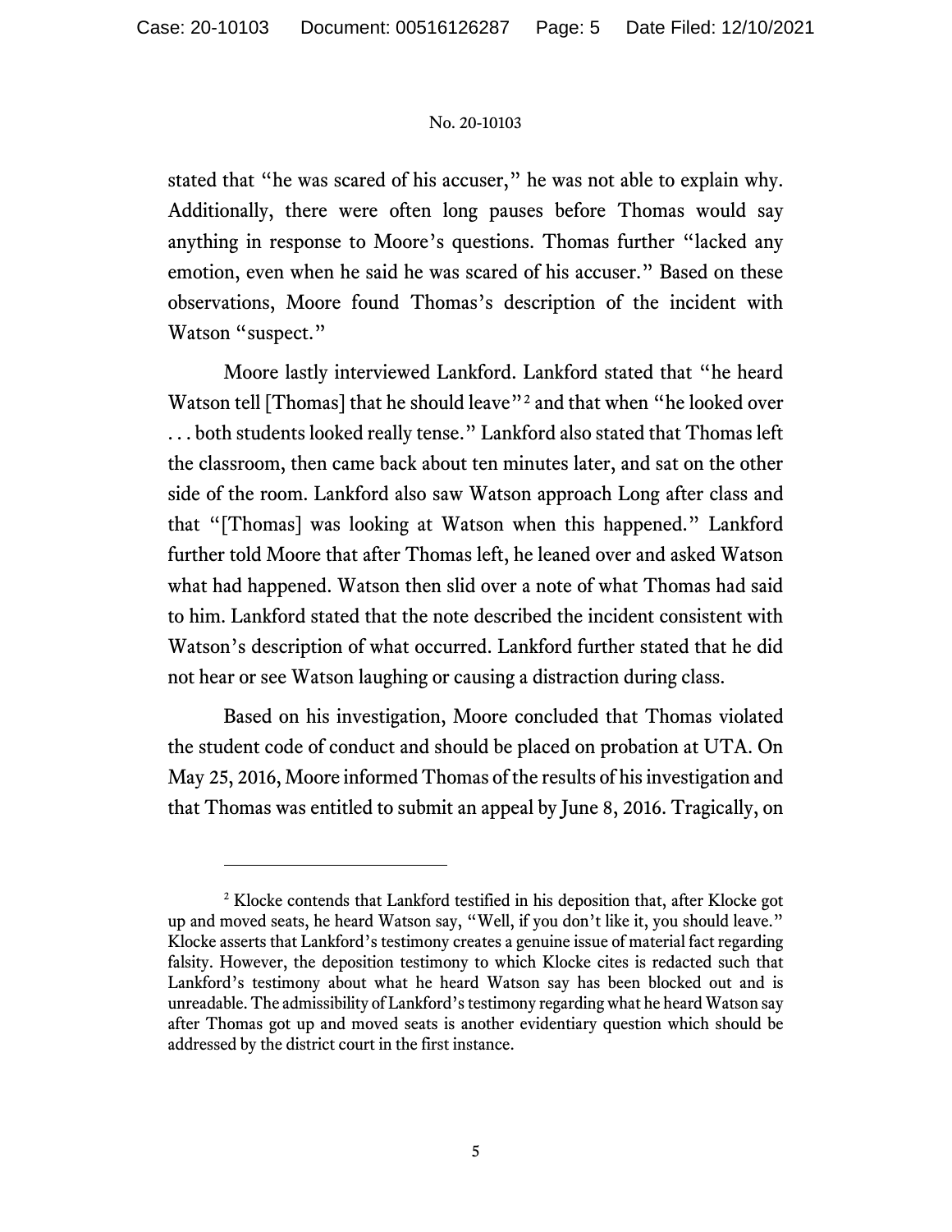stated that "he was scared of his accuser," he was not able to explain why. Additionally, there were often long pauses before Thomas would say anything in response to Moore's questions. Thomas further "lacked any emotion, even when he said he was scared of his accuser." Based on these observations, Moore found Thomas's description of the incident with Watson "suspect."

Moore lastly interviewed Lankford. Lankford stated that "he heard Watson tell [Thomas] that he should leave"[2] and that when "he looked over . . . both students looked really tense." Lankford also stated that Thomas left the classroom, then came back about ten minutes later, and sat on the other side of the room. Lankford also saw Watson approach Long after class and that "[Thomas] was looking at Watson when this happened." Lankford further told Moore that after Thomas left, he leaned over and asked Watson what had happened. Watson then slid over a note of what Thomas had said to him. Lankford stated that the note described the incident consistent with Watson's description of what occurred. Lankford further stated that he did not hear or see Watson laughing or causing a distraction during class.

Based on his investigation, Moore concluded that Thomas violated the student code of conduct and should be placed on probation at UTA. On May 25, 2016, Moore informed Thomas of the results of his investigation and that Thomas was entitled to submit an appeal by June 8, 2016. Tragically, on

---

[2] Klocke contends that Lankford testified in his deposition that, after Klocke got up and moved seats, he heard Watson say, "Well, if you don't like it, you should leave." Klocke asserts that Lankford's testimony creates a genuine issue of material fact regarding falsity. However, the deposition testimony to which Klocke cites is redacted such that Lankford's testimony about what he heard Watson say has been blocked out and is unreadable. The admissibility of Lankford's testimony regarding what he heard Watson say after Thomas got up and moved seats is another evidentiary question which should be addressed by the district court in the first instance.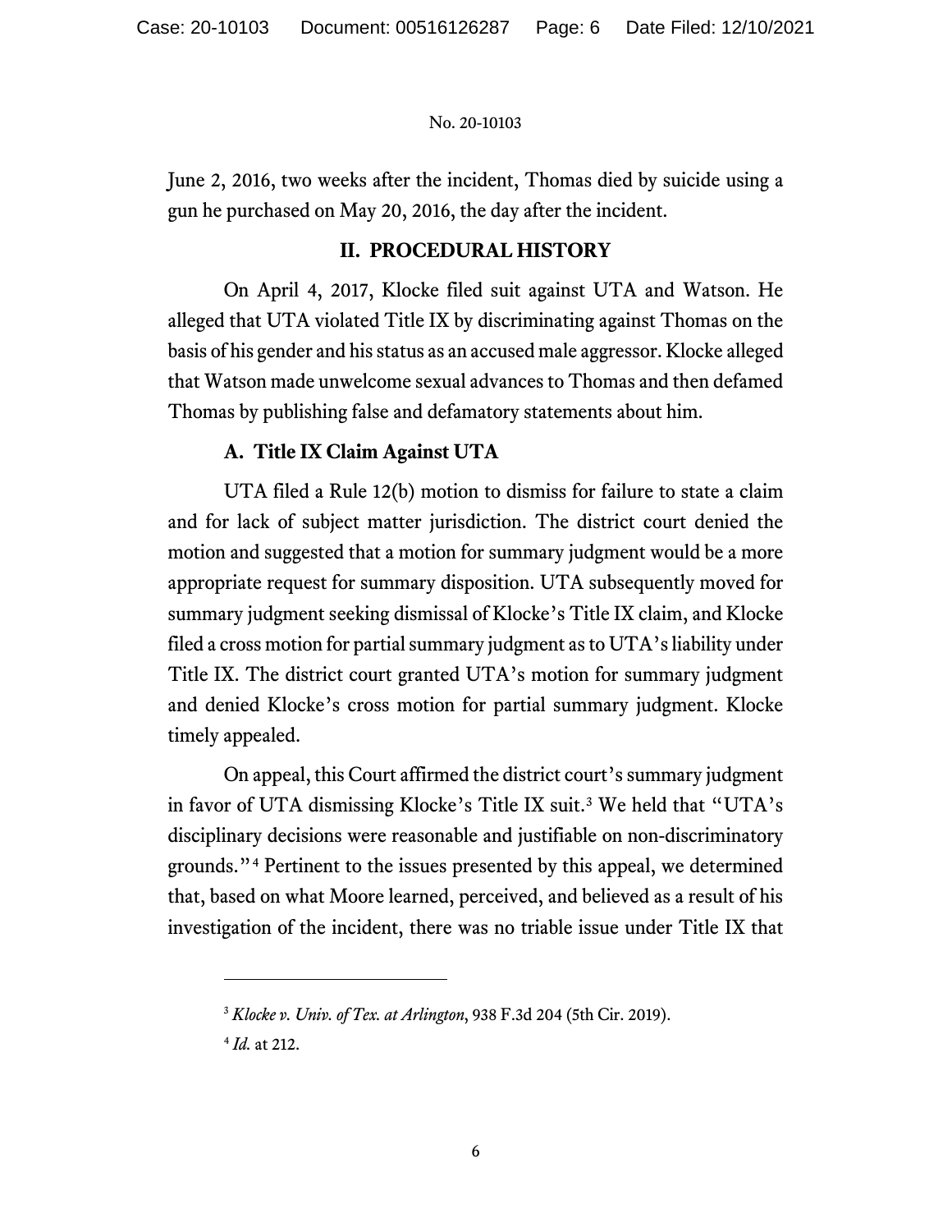June 2, 2016, two weeks after the incident, Thomas died by suicide using a gun he purchased on May 20, 2016, the day after the incident.

## II. PROCEDURAL HISTORY

On April 4, 2017, Klocke filed suit against UTA and Watson. He alleged that UTA violated Title IX by discriminating against Thomas on the basis of his gender and his status as an accused male aggressor. Klocke alleged that Watson made unwelcome sexual advances to Thomas and then defamed Thomas by publishing false and defamatory statements about him.

### A. Title IX Claim Against UTA

UTA filed a Rule 12(b) motion to dismiss for failure to state a claim and for lack of subject matter jurisdiction. The district court denied the motion and suggested that a motion for summary judgment would be a more appropriate request for summary disposition. UTA subsequently moved for summary judgment seeking dismissal of Klocke's Title IX claim, and Klocke filed a cross motion for partial summary judgment as to UTA's liability under Title IX. The district court granted UTA's motion for summary judgment and denied Klocke's cross motion for partial summary judgment. Klocke timely appealed.

On appeal, this Court affirmed the district court's summary judgment in favor of UTA dismissing Klocke's Title IX suit.[3] We held that "UTA's disciplinary decisions were reasonable and justifiable on non-discriminatory grounds."[4] Pertinent to the issues presented by this appeal, we determined that, based on what Moore learned, perceived, and believed as a result of his investigation of the incident, there was no triable issue under Title IX that

---

[3] *Klocke v. Univ. of Tex. at Arlington*, 938 F.3d 204 (5th Cir. 2019).

[4] *Id.* at 212.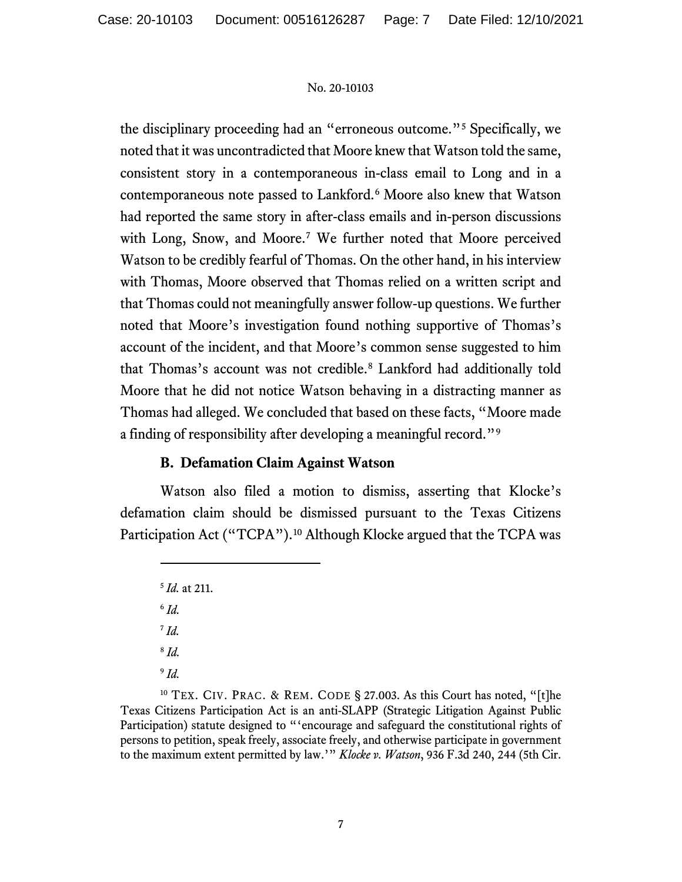the disciplinary proceeding had an "erroneous outcome."[5] Specifically, we noted that it was uncontradicted that Moore knew that Watson told the same, consistent story in a contemporaneous in-class email to Long and in a contemporaneous note passed to Lankford.[6] Moore also knew that Watson had reported the same story in after-class emails and in-person discussions with Long, Snow, and Moore.[7] We further noted that Moore perceived Watson to be credibly fearful of Thomas. On the other hand, in his interview with Thomas, Moore observed that Thomas relied on a written script and that Thomas could not meaningfully answer follow-up questions. We further noted that Moore's investigation found nothing supportive of Thomas's account of the incident, and that Moore's common sense suggested to him that Thomas's account was not credible.[8] Lankford had additionally told Moore that he did not notice Watson behaving in a distracting manner as Thomas had alleged. We concluded that based on these facts, "Moore made a finding of responsibility after developing a meaningful record."[9]

### B. Defamation Claim Against Watson

Watson also filed a motion to dismiss, asserting that Klocke's defamation claim should be dismissed pursuant to the Texas Citizens Participation Act ("TCPA").[10] Although Klocke argued that the TCPA was

---

[5] *Id.* at 211.

[6] *Id.*

[7] *Id.*

[8] *Id.*

[9] *Id.*

[10] TEX. CIV. PRAC. & REM. CODE § 27.003. As this Court has noted, "[t]he Texas Citizens Participation Act is an anti-SLAPP (Strategic Litigation Against Public Participation) statute designed to "'encourage and safeguard the constitutional rights of persons to petition, speak freely, associate freely, and otherwise participate in government to the maximum extent permitted by law.'" *Klocke v. Watson*, 936 F.3d 240, 244 (5th Cir.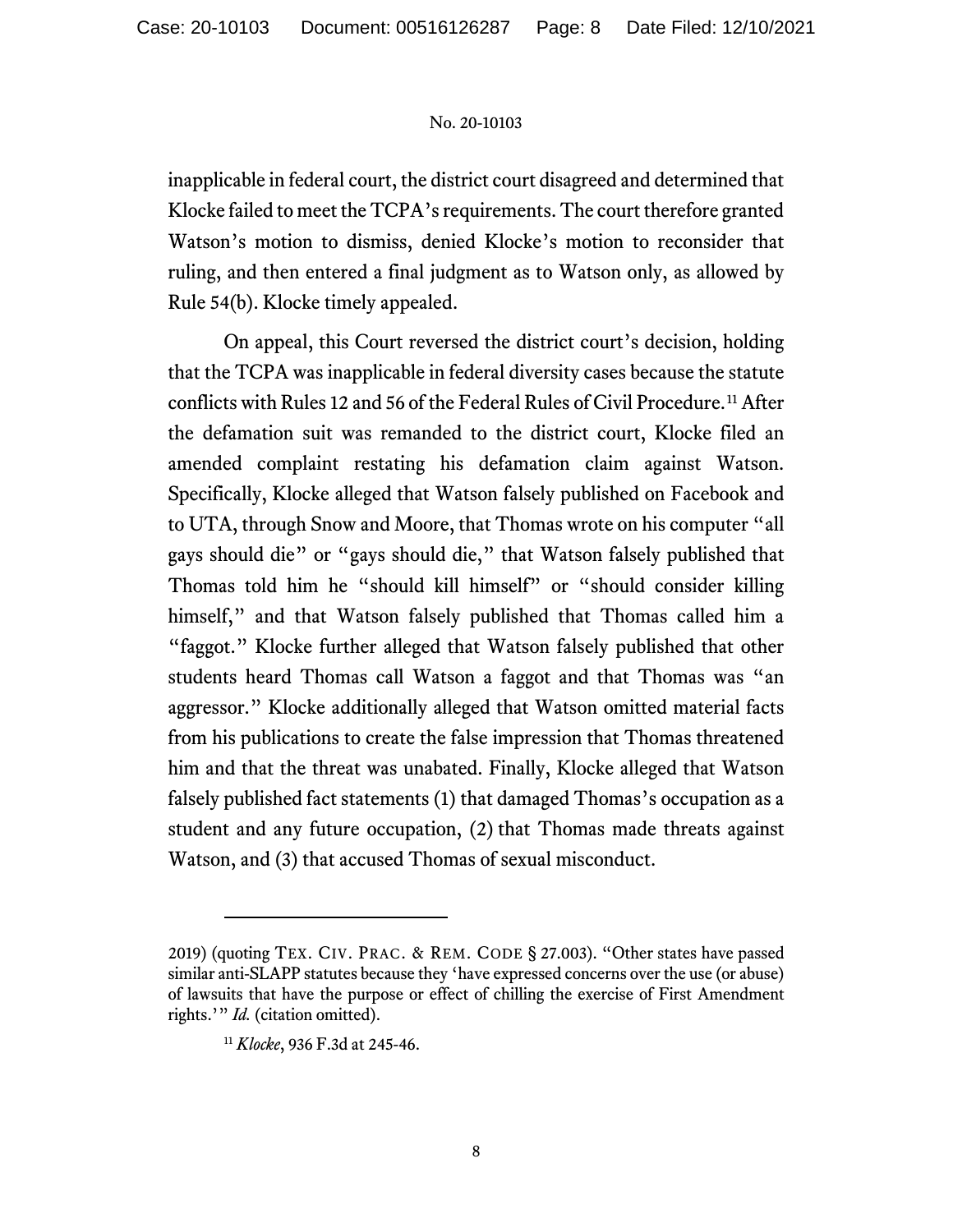inapplicable in federal court, the district court disagreed and determined that Klocke failed to meet the TCPA's requirements. The court therefore granted Watson's motion to dismiss, denied Klocke's motion to reconsider that ruling, and then entered a final judgment as to Watson only, as allowed by Rule 54(b). Klocke timely appealed.

On appeal, this Court reversed the district court's decision, holding that the TCPA was inapplicable in federal diversity cases because the statute conflicts with Rules 12 and 56 of the Federal Rules of Civil Procedure.[11] After the defamation suit was remanded to the district court, Klocke filed an amended complaint restating his defamation claim against Watson. Specifically, Klocke alleged that Watson falsely published on Facebook and to UTA, through Snow and Moore, that Thomas wrote on his computer "all gays should die" or "gays should die," that Watson falsely published that Thomas told him he "should kill himself" or "should consider killing himself," and that Watson falsely published that Thomas called him a "faggot." Klocke further alleged that Watson falsely published that other students heard Thomas call Watson a faggot and that Thomas was "an aggressor." Klocke additionally alleged that Watson omitted material facts from his publications to create the false impression that Thomas threatened him and that the threat was unabated. Finally, Klocke alleged that Watson falsely published fact statements (1) that damaged Thomas's occupation as a student and any future occupation, (2) that Thomas made threats against Watson, and (3) that accused Thomas of sexual misconduct.

---

2019) (quoting TEX. CIV. PRAC. & REM. CODE § 27.003). "Other states have passed similar anti-SLAPP statutes because they 'have expressed concerns over the use (or abuse) of lawsuits that have the purpose or effect of chilling the exercise of First Amendment rights.'" *Id.* (citation omitted).

[11] *Klocke*, 936 F.3d at 245-46.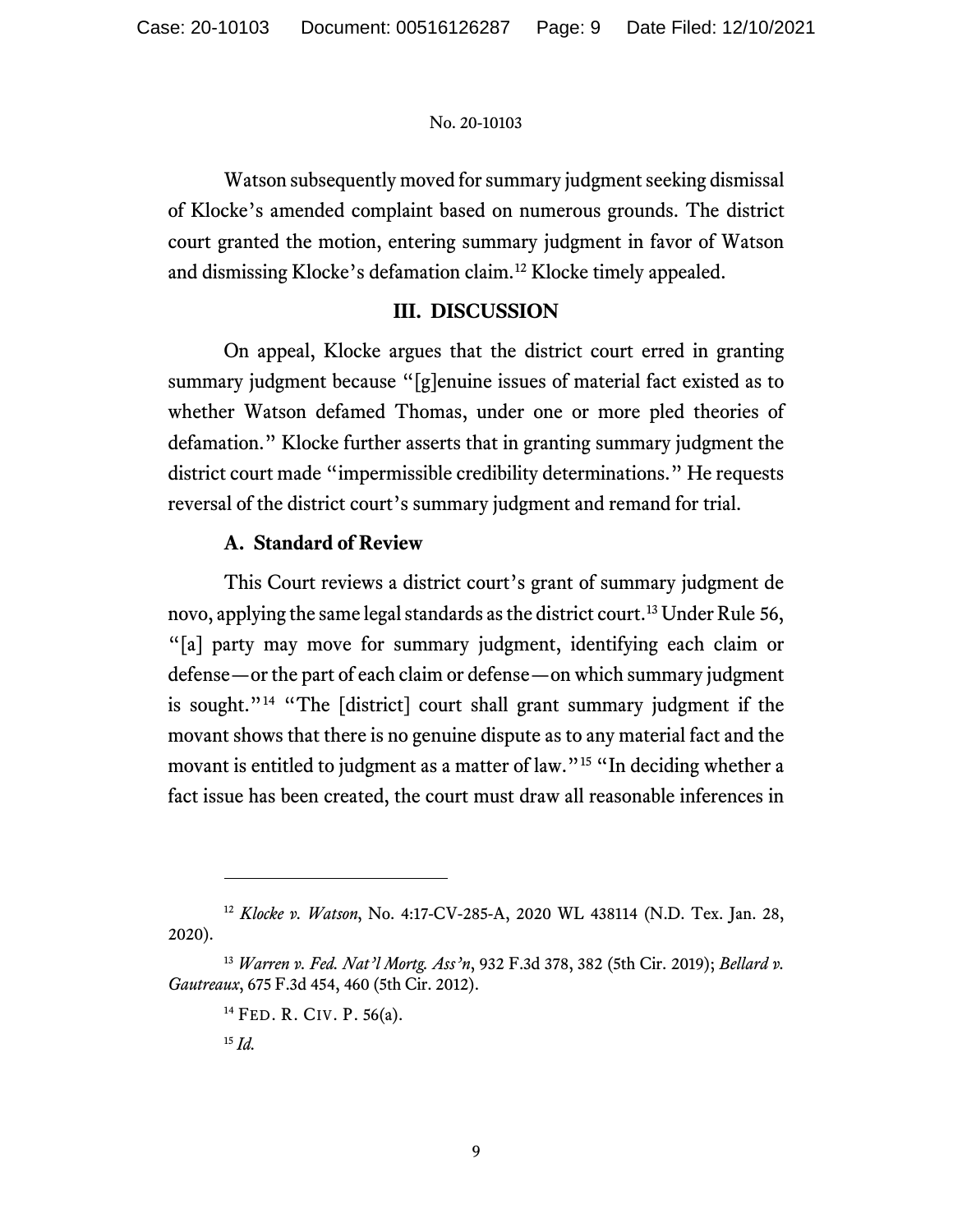Watson subsequently moved for summary judgment seeking dismissal of Klocke's amended complaint based on numerous grounds. The district court granted the motion, entering summary judgment in favor of Watson and dismissing Klocke's defamation claim.[12] Klocke timely appealed.

## III. DISCUSSION

On appeal, Klocke argues that the district court erred in granting summary judgment because "[g]enuine issues of material fact existed as to whether Watson defamed Thomas, under one or more pled theories of defamation." Klocke further asserts that in granting summary judgment the district court made "impermissible credibility determinations." He requests reversal of the district court's summary judgment and remand for trial.

### A. Standard of Review

This Court reviews a district court's grant of summary judgment de novo, applying the same legal standards as the district court.[13] Under Rule 56, "[a] party may move for summary judgment, identifying each claim or defense—or the part of each claim or defense—on which summary judgment is sought."[14] "The [district] court shall grant summary judgment if the movant shows that there is no genuine dispute as to any material fact and the movant is entitled to judgment as a matter of law."[15] "In deciding whether a fact issue has been created, the court must draw all reasonable inferences in

---

[12] *Klocke v. Watson*, No. 4:17-CV-285-A, 2020 WL 438114 (N.D. Tex. Jan. 28, 2020).

[13] *Warren v. Fed. Nat'l Mortg. Ass'n*, 932 F.3d 378, 382 (5th Cir. 2019); *Bellard v. Gautreaux*, 675 F.3d 454, 460 (5th Cir. 2012).

[14] FED. R. CIV. P. 56(a).

[15] *Id.*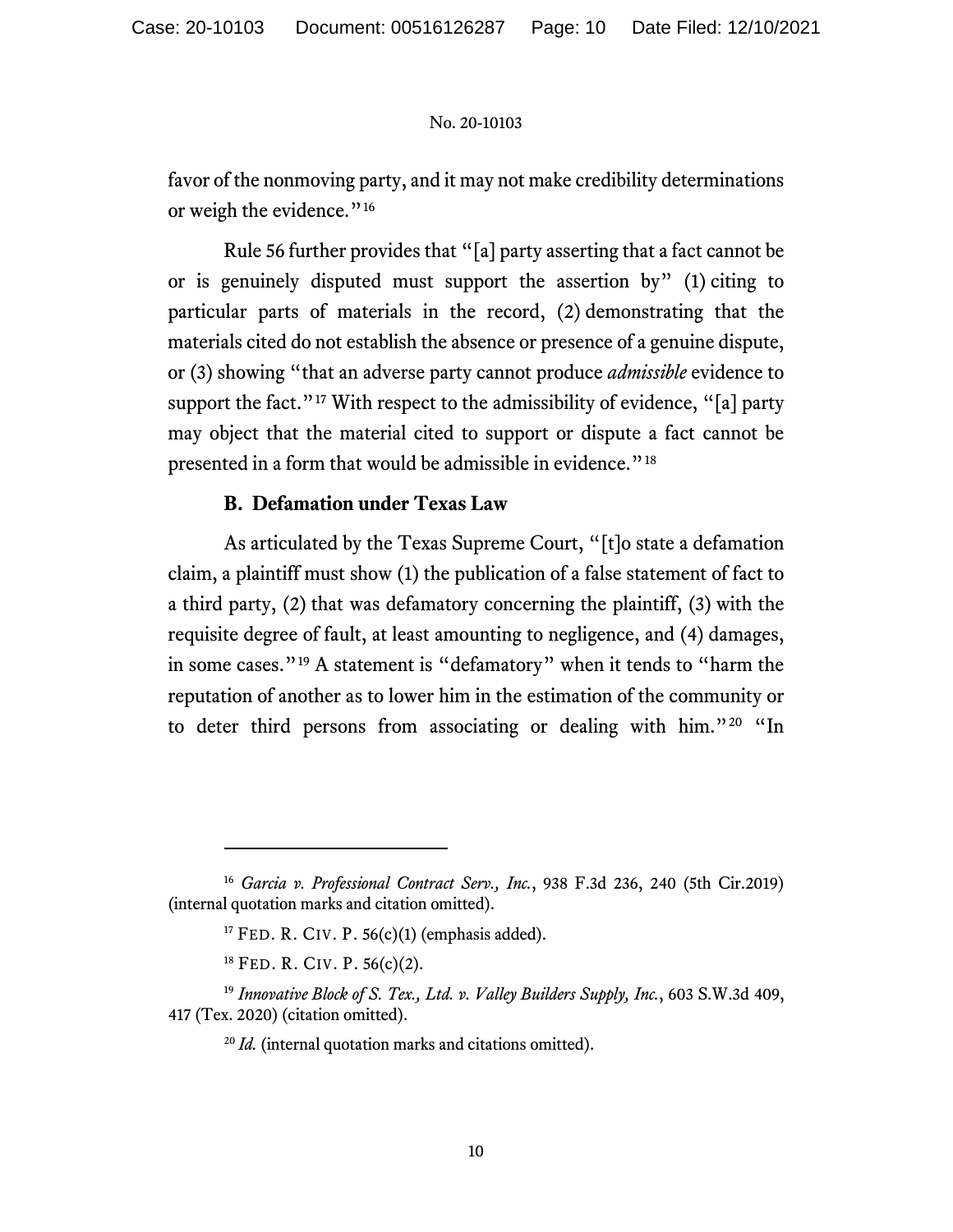favor of the nonmoving party, and it may not make credibility determinations or weigh the evidence."[16]

Rule 56 further provides that "[a] party asserting that a fact cannot be or is genuinely disputed must support the assertion by" (1) citing to particular parts of materials in the record, (2) demonstrating that the materials cited do not establish the absence or presence of a genuine dispute, or (3) showing "that an adverse party cannot produce *admissible* evidence to support the fact."[17] With respect to the admissibility of evidence, "[a] party may object that the material cited to support or dispute a fact cannot be presented in a form that would be admissible in evidence."[18]

### B. Defamation under Texas Law

As articulated by the Texas Supreme Court, "[t]o state a defamation claim, a plaintiff must show (1) the publication of a false statement of fact to a third party, (2) that was defamatory concerning the plaintiff, (3) with the requisite degree of fault, at least amounting to negligence, and (4) damages, in some cases."[19] A statement is "defamatory" when it tends to "harm the reputation of another as to lower him in the estimation of the community or to deter third persons from associating or dealing with him."[20] "In

---

[16] *Garcia v. Professional Contract Serv., Inc.*, 938 F.3d 236, 240 (5th Cir.2019) (internal quotation marks and citation omitted).

[17] FED. R. CIV. P. 56(c)(1) (emphasis added).

[18] FED. R. CIV. P. 56(c)(2).

[19] *Innovative Block of S. Tex., Ltd. v. Valley Builders Supply, Inc.*, 603 S.W.3d 409, 417 (Tex. 2020) (citation omitted).

[20] *Id.* (internal quotation marks and citations omitted).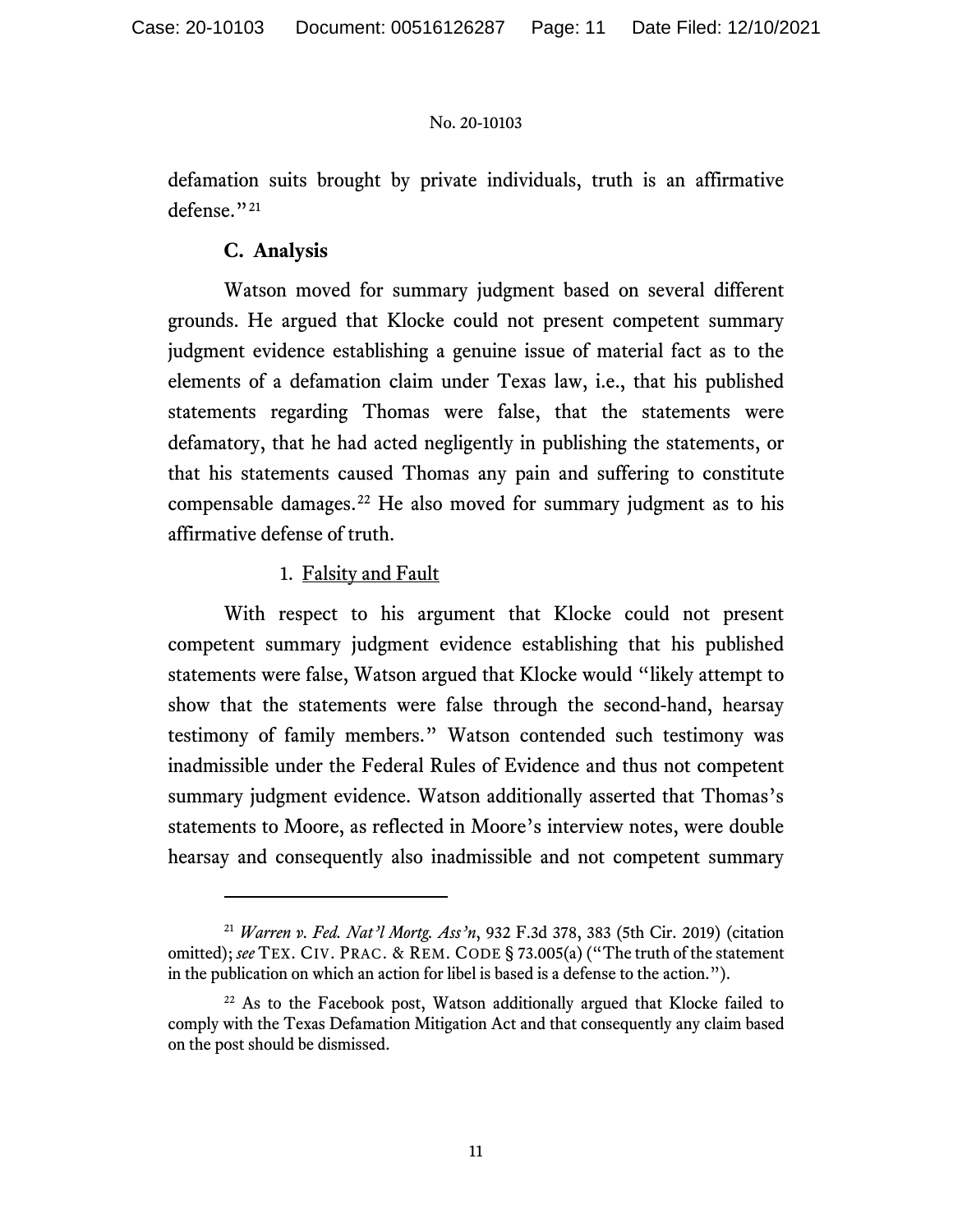defamation suits brought by private individuals, truth is an affirmative defense."[21]

### C. Analysis

Watson moved for summary judgment based on several different grounds. He argued that Klocke could not present competent summary judgment evidence establishing a genuine issue of material fact as to the elements of a defamation claim under Texas law, i.e., that his published statements regarding Thomas were false, that the statements were defamatory, that he had acted negligently in publishing the statements, or that his statements caused Thomas any pain and suffering to constitute compensable damages.[22] He also moved for summary judgment as to his affirmative defense of truth.

#### 1. Falsity and Fault

With respect to his argument that Klocke could not present competent summary judgment evidence establishing that his published statements were false, Watson argued that Klocke would "likely attempt to show that the statements were false through the second-hand, hearsay testimony of family members." Watson contended such testimony was inadmissible under the Federal Rules of Evidence and thus not competent summary judgment evidence. Watson additionally asserted that Thomas's statements to Moore, as reflected in Moore's interview notes, were double hearsay and consequently also inadmissible and not competent summary

---

[21] *Warren v. Fed. Nat'l Mortg. Ass'n*, 932 F.3d 378, 383 (5th Cir. 2019) (citation omitted); *see* TEX. CIV. PRAC. & REM. CODE § 73.005(a) ("The truth of the statement in the publication on which an action for libel is based is a defense to the action.").

[22] As to the Facebook post, Watson additionally argued that Klocke failed to comply with the Texas Defamation Mitigation Act and that consequently any claim based on the post should be dismissed.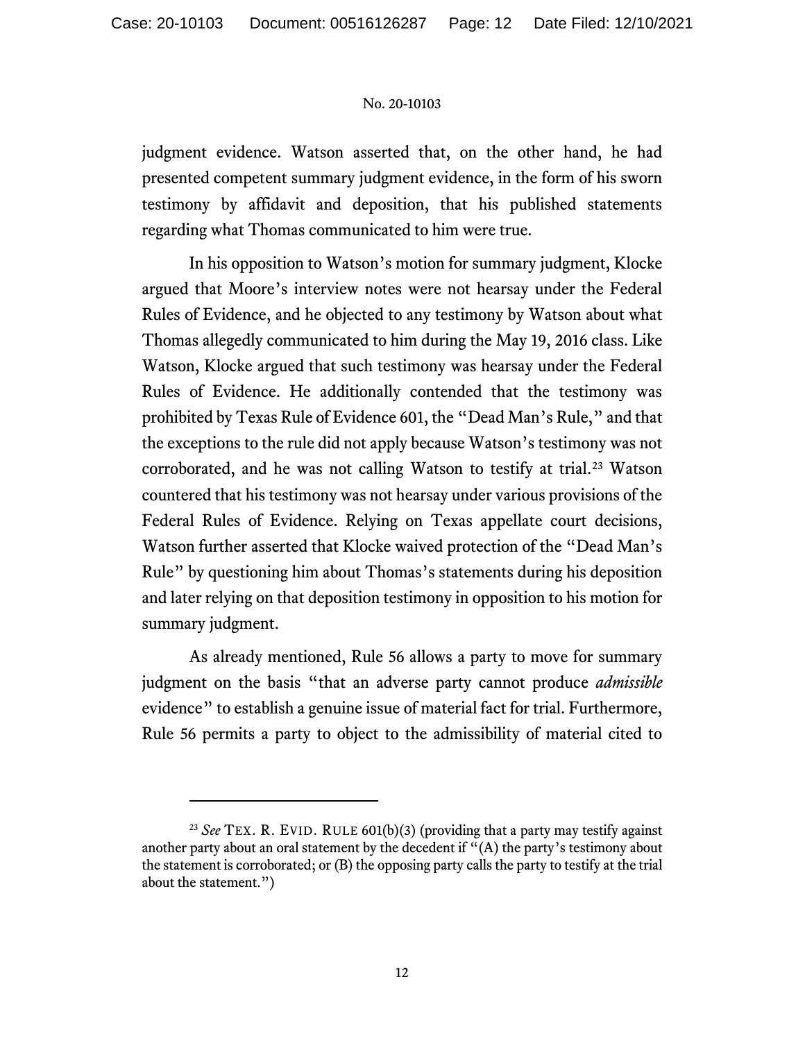judgment evidence. Watson asserted that, on the other hand, he had presented competent summary judgment evidence, in the form of his sworn testimony by affidavit and deposition, that his published statements regarding what Thomas communicated to him were true.

In his opposition to Watson's motion for summary judgment, Klocke argued that Moore's interview notes were not hearsay under the Federal Rules of Evidence, and he objected to any testimony by Watson about what Thomas allegedly communicated to him during the May 19, 2016 class. Like Watson, Klocke argued that such testimony was hearsay under the Federal Rules of Evidence. He additionally contended that the testimony was prohibited by Texas Rule of Evidence 601, the "Dead Man's Rule," and that the exceptions to the rule did not apply because Watson's testimony was not corroborated, and he was not calling Watson to testify at trial.[23] Watson countered that his testimony was not hearsay under various provisions of the Federal Rules of Evidence. Relying on Texas appellate court decisions, Watson further asserted that Klocke waived protection of the "Dead Man's Rule" by questioning him about Thomas's statements during his deposition and later relying on that deposition testimony in opposition to his motion for summary judgment.

As already mentioned, Rule 56 allows a party to move for summary judgment on the basis "that an adverse party cannot produce *admissible* evidence" to establish a genuine issue of material fact for trial. Furthermore, Rule 56 permits a party to object to the admissibility of material cited to

---

[23] *See* TEX. R. EVID. RULE 601(b)(3) (providing that a party may testify against another party about an oral statement by the decedent if "(A) the party's testimony about the statement is corroborated; or (B) the opposing party calls the party to testify at the trial about the statement.")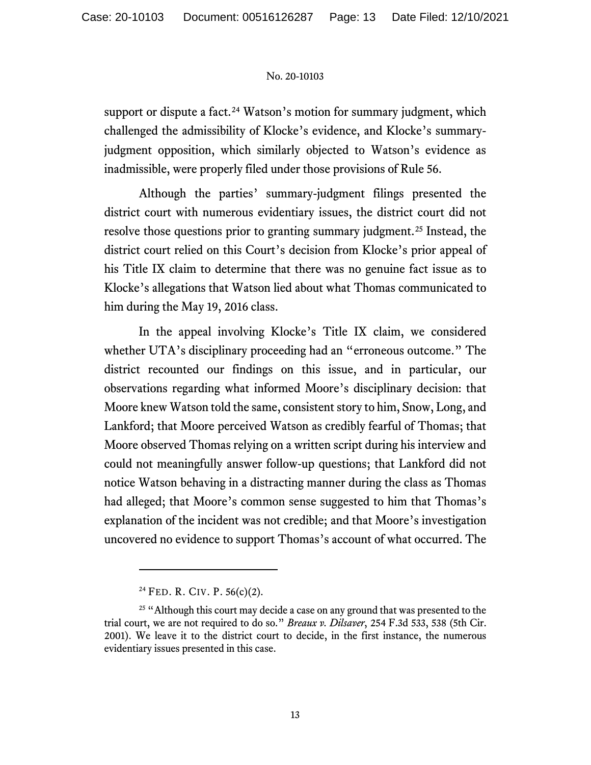support or dispute a fact.[24] Watson's motion for summary judgment, which challenged the admissibility of Klocke's evidence, and Klocke's summary-judgment opposition, which similarly objected to Watson's evidence as inadmissible, were properly filed under those provisions of Rule 56.

Although the parties' summary-judgment filings presented the district court with numerous evidentiary issues, the district court did not resolve those questions prior to granting summary judgment.[25] Instead, the district court relied on this Court's decision from Klocke's prior appeal of his Title IX claim to determine that there was no genuine fact issue as to Klocke's allegations that Watson lied about what Thomas communicated to him during the May 19, 2016 class.

In the appeal involving Klocke's Title IX claim, we considered whether UTA's disciplinary proceeding had an "erroneous outcome." The district recounted our findings on this issue, and in particular, our observations regarding what informed Moore's disciplinary decision: that Moore knew Watson told the same, consistent story to him, Snow, Long, and Lankford; that Moore perceived Watson as credibly fearful of Thomas; that Moore observed Thomas relying on a written script during his interview and could not meaningfully answer follow-up questions; that Lankford did not notice Watson behaving in a distracting manner during the class as Thomas had alleged; that Moore's common sense suggested to him that Thomas's explanation of the incident was not credible; and that Moore's investigation uncovered no evidence to support Thomas's account of what occurred. The

---

[24] FED. R. CIV. P. 56(c)(2).

[25] "Although this court may decide a case on any ground that was presented to the trial court, we are not required to do so." *Breaux v. Dilsaver*, 254 F.3d 533, 538 (5th Cir. 2001). We leave it to the district court to decide, in the first instance, the numerous evidentiary issues presented in this case.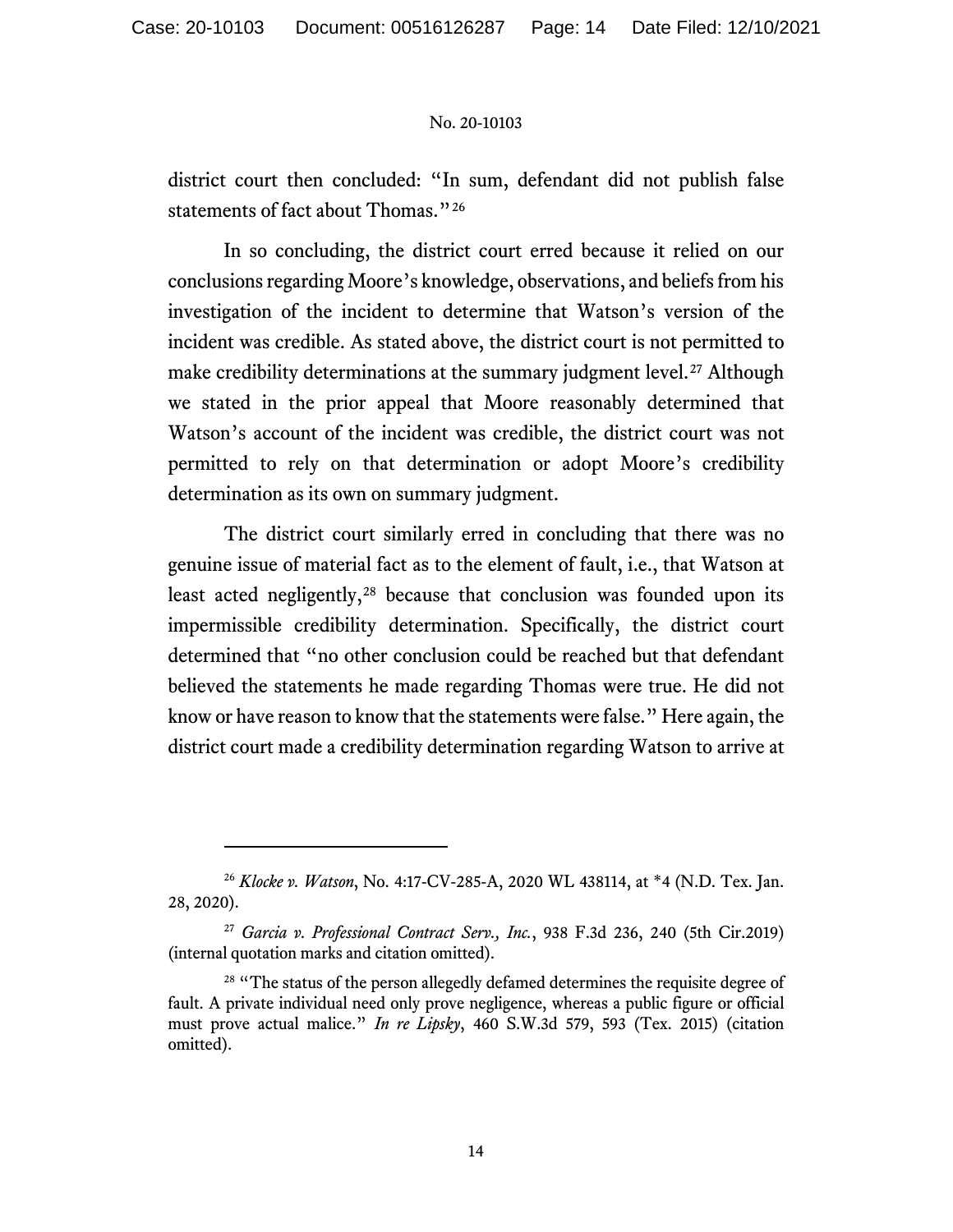district court then concluded: "In sum, defendant did not publish false statements of fact about Thomas."[26]

In so concluding, the district court erred because it relied on our conclusions regarding Moore's knowledge, observations, and beliefs from his investigation of the incident to determine that Watson's version of the incident was credible. As stated above, the district court is not permitted to make credibility determinations at the summary judgment level.[27] Although we stated in the prior appeal that Moore reasonably determined that Watson's account of the incident was credible, the district court was not permitted to rely on that determination or adopt Moore's credibility determination as its own on summary judgment.

The district court similarly erred in concluding that there was no genuine issue of material fact as to the element of fault, i.e., that Watson at least acted negligently,[28] because that conclusion was founded upon its impermissible credibility determination. Specifically, the district court determined that "no other conclusion could be reached but that defendant believed the statements he made regarding Thomas were true. He did not know or have reason to know that the statements were false." Here again, the district court made a credibility determination regarding Watson to arrive at

---

[26] *Klocke v. Watson*, No. 4:17-CV-285-A, 2020 WL 438114, at *4 (N.D. Tex. Jan. 28, 2020).

[27] *Garcia v. Professional Contract Serv., Inc.*, 938 F.3d 236, 240 (5th Cir.2019) (internal quotation marks and citation omitted).

[28] "The status of the person allegedly defamed determines the requisite degree of fault. A private individual need only prove negligence, whereas a public figure or official must prove actual malice." *In re Lipsky*, 460 S.W.3d 579, 593 (Tex. 2015) (citation omitted).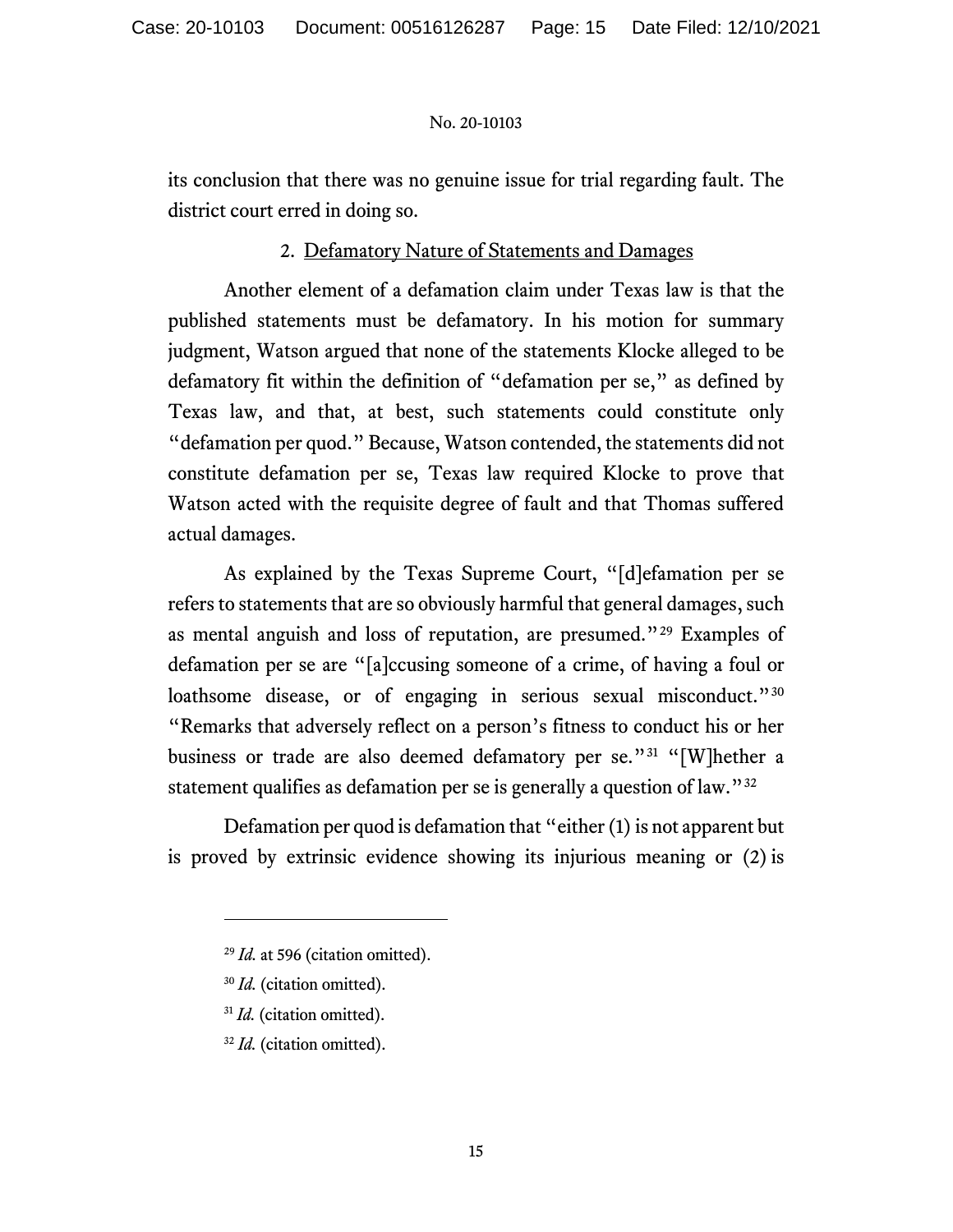its conclusion that there was no genuine issue for trial regarding fault. The district court erred in doing so.

### 2. Defamatory Nature of Statements and Damages

Another element of a defamation claim under Texas law is that the published statements must be defamatory. In his motion for summary judgment, Watson argued that none of the statements Klocke alleged to be defamatory fit within the definition of "defamation per se," as defined by Texas law, and that, at best, such statements could constitute only "defamation per quod." Because, Watson contended, the statements did not constitute defamation per se, Texas law required Klocke to prove that Watson acted with the requisite degree of fault and that Thomas suffered actual damages.

As explained by the Texas Supreme Court, "[d]efamation per se refers to statements that are so obviously harmful that general damages, such as mental anguish and loss of reputation, are presumed."[29] Examples of defamation per se are "[a]ccusing someone of a crime, of having a foul or loathsome disease, or of engaging in serious sexual misconduct."[30] "Remarks that adversely reflect on a person's fitness to conduct his or her business or trade are also deemed defamatory per se."[31] "[W]hether a statement qualifies as defamation per se is generally a question of law."[32]

Defamation per quod is defamation that "either (1) is not apparent but is proved by extrinsic evidence showing its injurious meaning or (2) is

---

[29] *Id.* at 596 (citation omitted).

[30] *Id.* (citation omitted).

[31] *Id.* (citation omitted).

[32] *Id.* (citation omitted).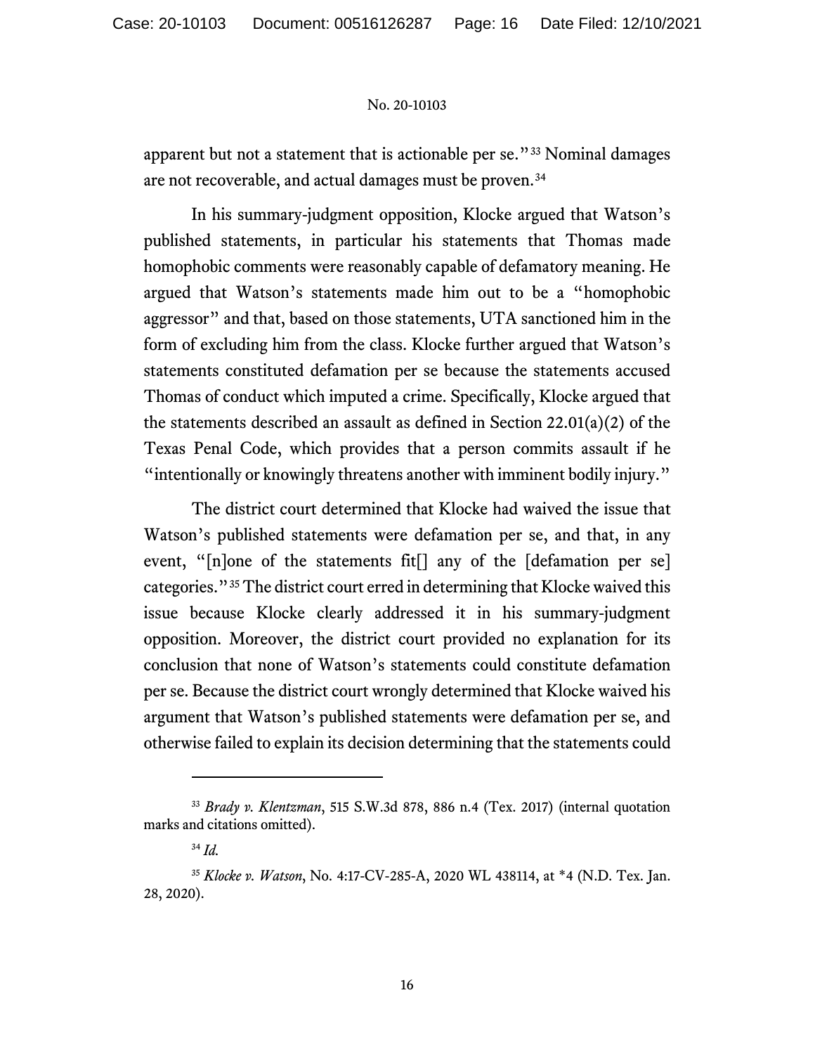apparent but not a statement that is actionable per se."[33] Nominal damages are not recoverable, and actual damages must be proven.[34]

In his summary-judgment opposition, Klocke argued that Watson's published statements, in particular his statements that Thomas made homophobic comments were reasonably capable of defamatory meaning. He argued that Watson's statements made him out to be a "homophobic aggressor" and that, based on those statements, UTA sanctioned him in the form of excluding him from the class. Klocke further argued that Watson's statements constituted defamation per se because the statements accused Thomas of conduct which imputed a crime. Specifically, Klocke argued that the statements described an assault as defined in Section 22.01(a)(2) of the Texas Penal Code, which provides that a person commits assault if he "intentionally or knowingly threatens another with imminent bodily injury."

The district court determined that Klocke had waived the issue that Watson's published statements were defamation per se, and that, in any event, "[n]one of the statements fit[] any of the [defamation per se] categories."[35] The district court erred in determining that Klocke waived this issue because Klocke clearly addressed it in his summary-judgment opposition. Moreover, the district court provided no explanation for its conclusion that none of Watson's statements could constitute defamation per se. Because the district court wrongly determined that Klocke waived his argument that Watson's published statements were defamation per se, and otherwise failed to explain its decision determining that the statements could

---

[33] *Brady v. Klentzman*, 515 S.W.3d 878, 886 n.4 (Tex. 2017) (internal quotation marks and citations omitted).

[34] *Id.*

[35] *Klocke v. Watson*, No. 4:17-CV-285-A, 2020 WL 438114, at *4 (N.D. Tex. Jan. 28, 2020).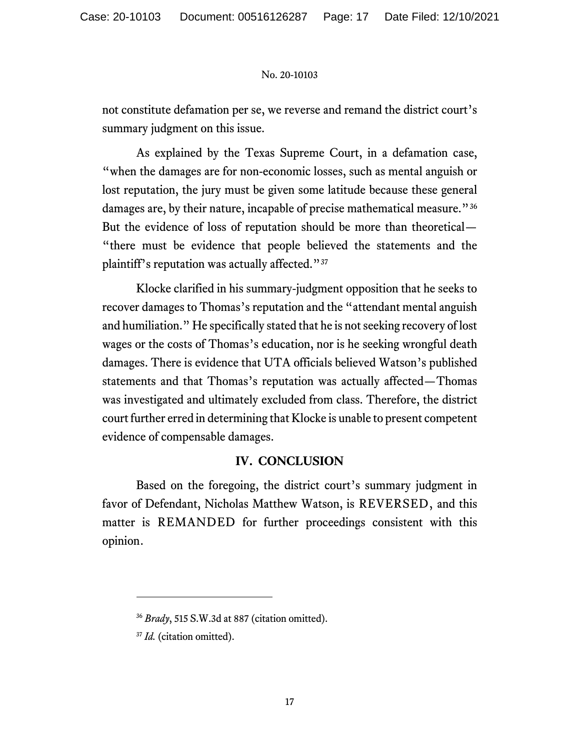not constitute defamation per se, we reverse and remand the district court's summary judgment on this issue.

As explained by the Texas Supreme Court, in a defamation case, "when the damages are for non-economic losses, such as mental anguish or lost reputation, the jury must be given some latitude because these general damages are, by their nature, incapable of precise mathematical measure."[36] But the evidence of loss of reputation should be more than theoretical—"there must be evidence that people believed the statements and the plaintiff's reputation was actually affected."[37]

Klocke clarified in his summary-judgment opposition that he seeks to recover damages to Thomas's reputation and the "attendant mental anguish and humiliation." He specifically stated that he is not seeking recovery of lost wages or the costs of Thomas's education, nor is he seeking wrongful death damages. There is evidence that UTA officials believed Watson's published statements and that Thomas's reputation was actually affected—Thomas was investigated and ultimately excluded from class. Therefore, the district court further erred in determining that Klocke is unable to present competent evidence of compensable damages.

## IV. CONCLUSION

Based on the foregoing, the district court's summary judgment in favor of Defendant, Nicholas Matthew Watson, is REVERSED, and this matter is REMANDED for further proceedings consistent with this opinion.

---

[36] *Brady*, 515 S.W.3d at 887 (citation omitted).

[37] *Id.* (citation omitted).